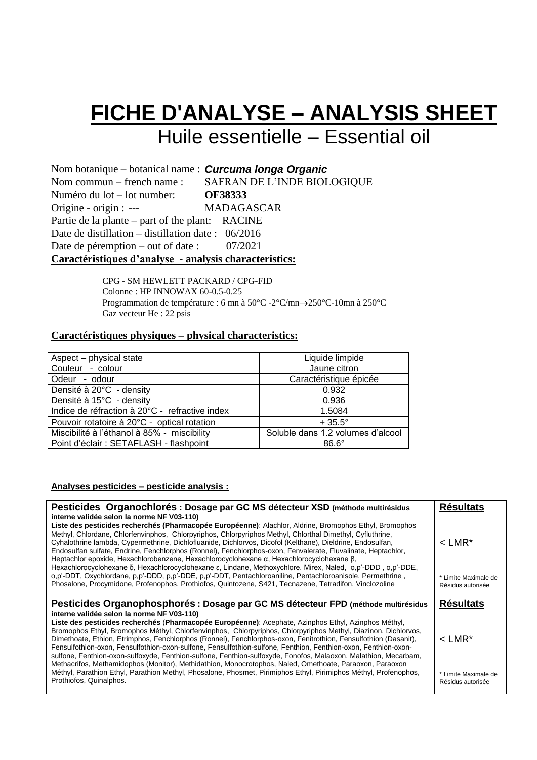# FICHE D'ANALYSE – ANALYSIS SHEET

## Huile essentielle – Essential oil

Nom botanique – botanical name : ***Curcuma longa Organic***
Nom commun – french name : SAFRAN DE L'INDE BIOLOGIQUE
Numéro du lot – lot number: **OF38333**
Origine - origin : --- MADAGASCAR
Partie de la plante – part of the plant: RACINE
Date de distillation – distillation date : 06/2016
Date de péremption – out of date : 07/2021

**Caractéristiques d'analyse - analysis characteristics:**

CPG - SM HEWLETT PACKARD / CPG-FID
Colonne : HP INNOWAX 60-0.5-0.25
Programmation de température : 6 mn à 50°C -2°C/mn→250°C-10mn à 250°C
Gaz vecteur He : 22 psis

**Caractéristiques physiques – physical characteristics:**

| Aspect – physical state | Liquide limpide |
|---|---|
| Couleur - colour | Jaune citron |
| Odeur - odour | Caractéristique épicée |
| Densité à 20°C - density | 0.932 |
| Densité à 15°C - density | 0.936 |
| Indice de réfraction à 20°C - refractive index | 1.5084 |
| Pouvoir rotatoire à 20°C - optical rotation | + 35.5° |
| Miscibilité à l'éthanol à 85% - miscibility | Soluble dans 1.2 volumes d'alcool |
| Point d'éclair : SETAFLASH - flashpoint | 86.6° |

**Analyses pesticides – pesticide analysis :**

| **Pesticides Organochlorés : Dosage par GC MS détecteur XSD (méthode multirésidus interne validée selon la norme NF V03-110)** | **Résultats** |
|---|---|
| **Liste des pesticides recherchés (Pharmacopée Européenne)**: Alachlor, Aldrine, Bromophos Ethyl, Bromophos Methyl, Chlordane, Chlorfenvinphos, Chlorpyriphos, Chlorpyriphos Methyl, Chlorthal Dimethyl, Cyfluthrine, Cyhalothrine lambda, Cypermethrine, Dichlofluanide, Dichlorvos, Dicofol (Kelthane), Dieldrine, Endosulfan, Endosulfan sulfate, Endrine, Fenchlorphos (Ronnel), Fenchlorphos-oxon, Fenvalerate, Fluvalinate, Heptachlor, Heptachlor epoxide, Hexachlorobenzene, Hexachlorocyclohexane α, Hexachlorocyclohexane β, Hexachlorocyclohexane δ, Hexachlorocyclohexane ε, Lindane, Methoxychlore, Mirex, Naled, o,p'-DDD , o,p'-DDE, o,p'-DDT, Oxychlordane, p,p'-DDD, p,p'-DDE, p,p'-DDT, Pentachloroaniline, Pentachloroanisole, Permethrine , Phosalone, Procymidone, Profenophos, Prothiofos, Quintozene, S421, Tecnazene, Tetradifon, Vinclozoline | < LMR*<br><br>* Limite Maximale de Résidus autorisée |

| **Pesticides Organophosphorés : Dosage par GC MS détecteur FPD (méthode multirésidus interne validée selon la norme NF V03-110)** | **Résultats** |
|---|---|
| **Liste des pesticides recherchés (Pharmacopée Européenne)**: Acephate, Azinphos Ethyl, Azinphos Méthyl, Bromophos Ethyl, Bromophos Méthyl, Chlorfenvinphos, Chlorpyriphos, Chlorpyriphos Methyl, Diazinon, Dichlorvos, Dimethoate, Ethion, Etrimphos, Fenchlorphos (Ronnel), Fenchlorphos-oxon, Fenitrothion, Fensulfothion (Dasanit), Fensulfothion-oxon, Fensulfothion-oxon-sulfone, Fensulfothion-sulfone, Fenthion, Fenthion-oxon, Fenthion-oxon-sulfone, Fenthion-oxon-sulfoxyde, Fenthion-sulfone, Fenthion-sulfoxyde, Fonofos, Malaoxon, Malathion, Mecarbam, Methacrifos, Methamidophos (Monitor), Methidathion, Monocrotophos, Naled, Omethoate, Paraoxon, Paraoxon Méthyl, Parathion Ethyl, Parathion Methyl, Phosalone, Phosmet, Pirimiphos Ethyl, Pirimiphos Méthyl, Profenophos, Prothiofos, Quinalphos. | < LMR*<br><br>* Limite Maximale de Résidus autorisée |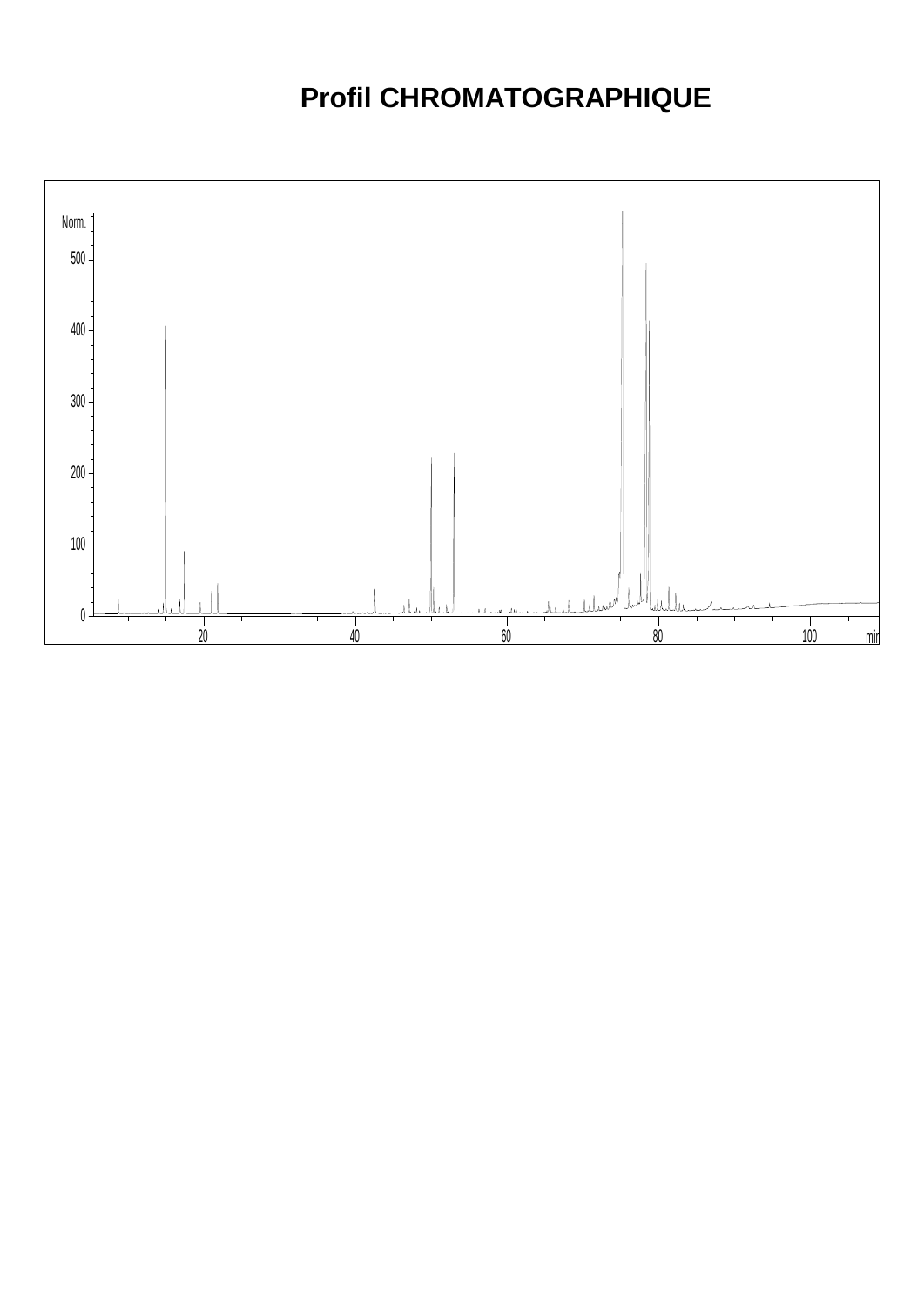# Profil CHROMATOGRAPHIQUE

Norm.

500

400

300

200

100

0

20 40 60 80 100 min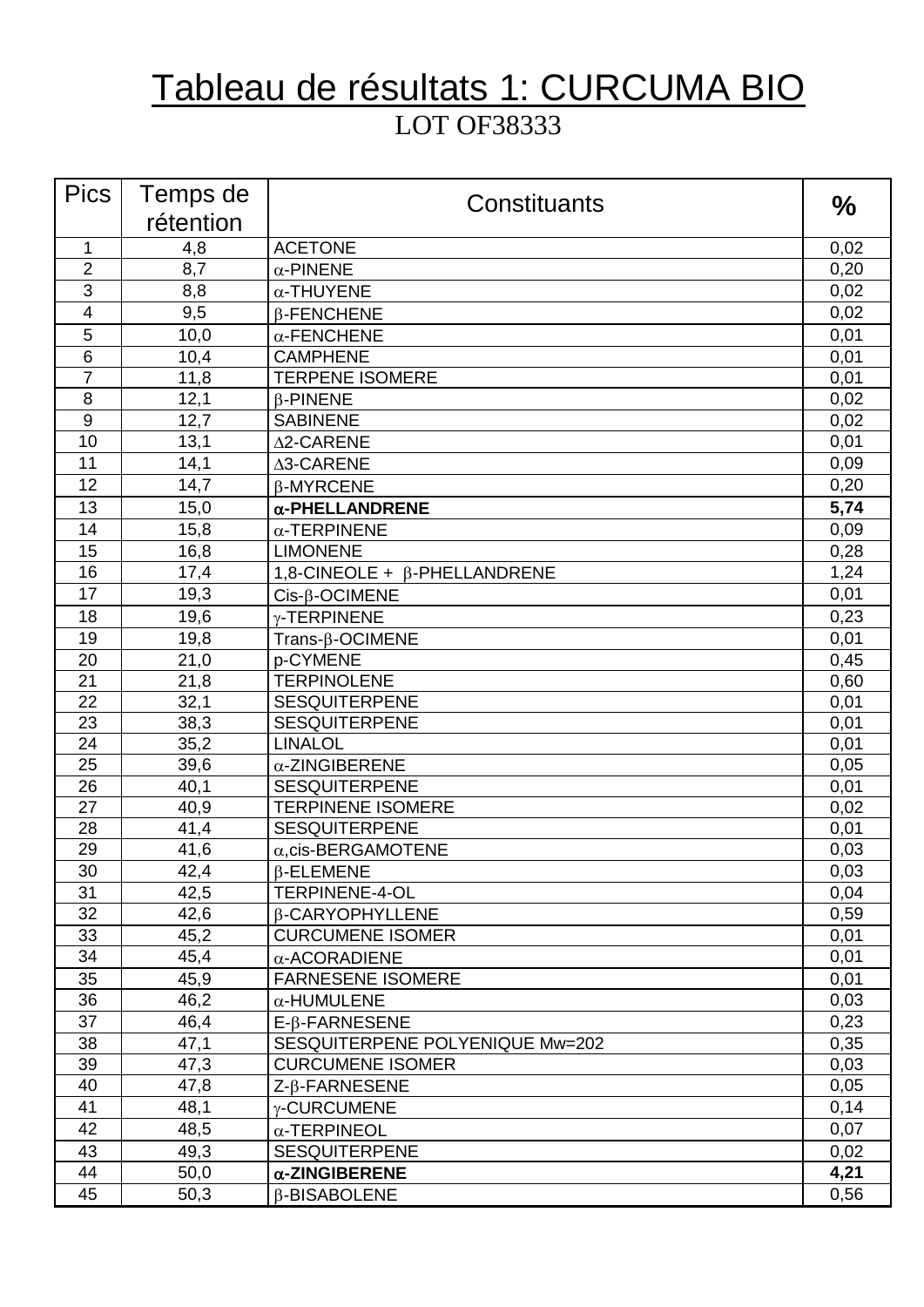# Tableau de résultats 1: CURCUMA BIO

LOT OF38333

| Pics | Temps de rétention | Constituants | % |
|---|---|---|---|
| 1 | 4,8 | ACETONE | 0,02 |
| 2 | 8,7 | α-PINENE | 0,20 |
| 3 | 8,8 | α-THUYENE | 0,02 |
| 4 | 9,5 | β-FENCHENE | 0,02 |
| 5 | 10,0 | α-FENCHENE | 0,01 |
| 6 | 10,4 | CAMPHENE | 0,01 |
| 7 | 11,8 | TERPENE ISOMERE | 0,01 |
| 8 | 12,1 | β-PINENE | 0,02 |
| 9 | 12,7 | SABINENE | 0,02 |
| 10 | 13,1 | Δ2-CARENE | 0,01 |
| 11 | 14,1 | Δ3-CARENE | 0,09 |
| 12 | 14,7 | β-MYRCENE | 0,20 |
| 13 | 15,0 | **α-PHELLANDRENE** | **5,74** |
| 14 | 15,8 | α-TERPINENE | 0,09 |
| 15 | 16,8 | LIMONENE | 0,28 |
| 16 | 17,4 | 1,8-CINEOLE + β-PHELLANDRENE | 1,24 |
| 17 | 19,3 | Cis-β-OCIMENE | 0,01 |
| 18 | 19,6 | γ-TERPINENE | 0,23 |
| 19 | 19,8 | Trans-β-OCIMENE | 0,01 |
| 20 | 21,0 | p-CYMENE | 0,45 |
| 21 | 21,8 | TERPINOLENE | 0,60 |
| 22 | 32,1 | SESQUITERPENE | 0,01 |
| 23 | 38,3 | SESQUITERPENE | 0,01 |
| 24 | 35,2 | LINALOL | 0,01 |
| 25 | 39,6 | α-ZINGIBERENE | 0,05 |
| 26 | 40,1 | SESQUITERPENE | 0,01 |
| 27 | 40,9 | TERPINENE ISOMERE | 0,02 |
| 28 | 41,4 | SESQUITERPENE | 0,01 |
| 29 | 41,6 | α,cis-BERGAMOTENE | 0,03 |
| 30 | 42,4 | β-ELEMENE | 0,03 |
| 31 | 42,5 | TERPINENE-4-OL | 0,04 |
| 32 | 42,6 | β-CARYOPHYLLENE | 0,59 |
| 33 | 45,2 | CURCUMENE ISOMER | 0,01 |
| 34 | 45,4 | α-ACORADIENE | 0,01 |
| 35 | 45,9 | FARNESENE ISOMERE | 0,01 |
| 36 | 46,2 | α-HUMULENE | 0,03 |
| 37 | 46,4 | E-β-FARNESENE | 0,23 |
| 38 | 47,1 | SESQUITERPENE POLYENIQUE Mw=202 | 0,35 |
| 39 | 47,3 | CURCUMENE ISOMER | 0,03 |
| 40 | 47,8 | Z-β-FARNESENE | 0,05 |
| 41 | 48,1 | γ-CURCUMENE | 0,14 |
| 42 | 48,5 | α-TERPINEOL | 0,07 |
| 43 | 49,3 | SESQUITERPENE | 0,02 |
| 44 | 50,0 | **α-ZINGIBERENE** | **4,21** |
| 45 | 50,3 | β-BISABOLENE | 0,56 |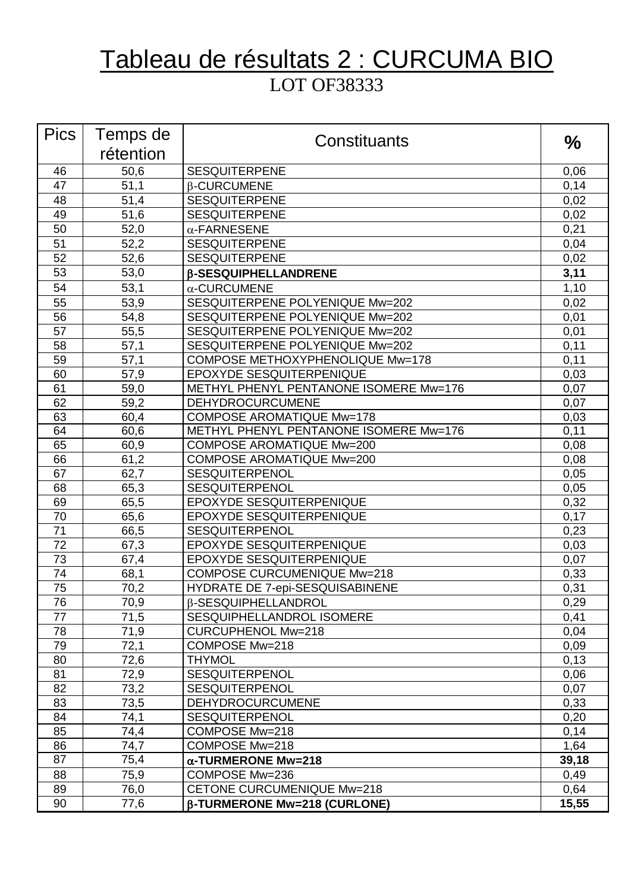# Tableau de résultats 2 : CURCUMA BIO

LOT OF38333

| Pics | Temps de rétention | Constituants | % |
|---|---|---|---|
| 46 | 50,6 | SESQUITERPENE | 0,06 |
| 47 | 51,1 | β-CURCUMENE | 0,14 |
| 48 | 51,4 | SESQUITERPENE | 0,02 |
| 49 | 51,6 | SESQUITERPENE | 0,02 |
| 50 | 52,0 | α-FARNESENE | 0,21 |
| 51 | 52,2 | SESQUITERPENE | 0,04 |
| 52 | 52,6 | SESQUITERPENE | 0,02 |
| 53 | 53,0 | **β-SESQUIPHELLANDRENE** | **3,11** |
| 54 | 53,1 | α-CURCUMENE | 1,10 |
| 55 | 53,9 | SESQUITERPENE POLYENIQUE Mw=202 | 0,02 |
| 56 | 54,8 | SESQUITERPENE POLYENIQUE Mw=202 | 0,01 |
| 57 | 55,5 | SESQUITERPENE POLYENIQUE Mw=202 | 0,01 |
| 58 | 57,1 | SESQUITERPENE POLYENIQUE Mw=202 | 0,11 |
| 59 | 57,1 | COMPOSE METHOXYPHENOLIQUE Mw=178 | 0,11 |
| 60 | 57,9 | EPOXYDE SESQUITERPENIQUE | 0,03 |
| 61 | 59,0 | METHYL PHENYL PENTANONE ISOMERE Mw=176 | 0,07 |
| 62 | 59,2 | DEHYDROCURCUMENE | 0,07 |
| 63 | 60,4 | COMPOSE AROMATIQUE Mw=178 | 0,03 |
| 64 | 60,6 | METHYL PHENYL PENTANONE ISOMERE Mw=176 | 0,11 |
| 65 | 60,9 | COMPOSE AROMATIQUE Mw=200 | 0,08 |
| 66 | 61,2 | COMPOSE AROMATIQUE Mw=200 | 0,08 |
| 67 | 62,7 | SESQUITERPENOL | 0,05 |
| 68 | 65,3 | SESQUITERPENOL | 0,05 |
| 69 | 65,5 | EPOXYDE SESQUITERPENIQUE | 0,32 |
| 70 | 65,6 | EPOXYDE SESQUITERPENIQUE | 0,17 |
| 71 | 66,5 | SESQUITERPENOL | 0,23 |
| 72 | 67,3 | EPOXYDE SESQUITERPENIQUE | 0,03 |
| 73 | 67,4 | EPOXYDE SESQUITERPENIQUE | 0,07 |
| 74 | 68,1 | COMPOSE CURCUMENIQUE Mw=218 | 0,33 |
| 75 | 70,2 | HYDRATE DE 7-epi-SESQUISABINENE | 0,31 |
| 76 | 70,9 | β-SESQUIPHELLANDROL | 0,29 |
| 77 | 71,5 | SESQUIPHELLANDROL ISOMERE | 0,41 |
| 78 | 71,9 | CURCUPHENOL Mw=218 | 0,04 |
| 79 | 72,1 | COMPOSE Mw=218 | 0,09 |
| 80 | 72,6 | THYMOL | 0,13 |
| 81 | 72,9 | SESQUITERPENOL | 0,06 |
| 82 | 73,2 | SESQUITERPENOL | 0,07 |
| 83 | 73,5 | DEHYDROCURCUMENE | 0,33 |
| 84 | 74,1 | SESQUITERPENOL | 0,20 |
| 85 | 74,4 | COMPOSE Mw=218 | 0,14 |
| 86 | 74,7 | COMPOSE Mw=218 | 1,64 |
| 87 | 75,4 | **α-TURMERONE Mw=218** | **39,18** |
| 88 | 75,9 | COMPOSE Mw=236 | 0,49 |
| 89 | 76,0 | CETONE CURCUMENIQUE Mw=218 | 0,64 |
| 90 | 77,6 | **β-TURMERONE Mw=218 (CURLONE)** | **15,55** |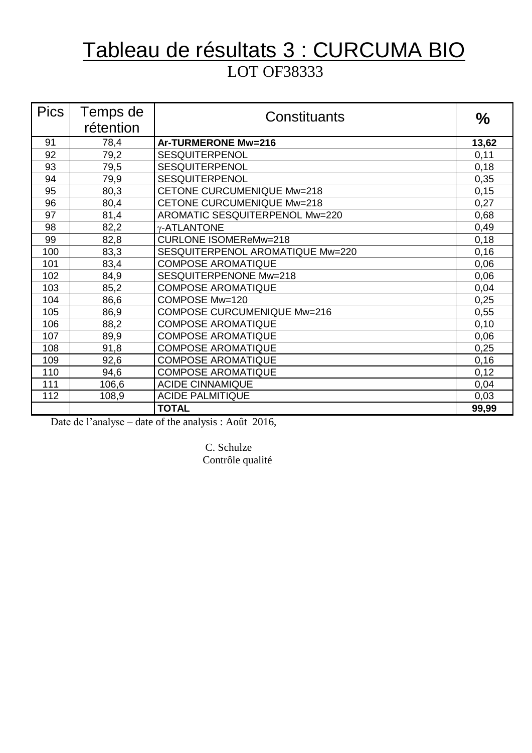# Tableau de résultats 3 : CURCUMA BIO

LOT OF38333

| Pics | Temps de rétention | Constituants | % |
|---|---|---|---|
| 91 | 78,4 | **Ar-TURMERONE Mw=216** | **13,62** |
| 92 | 79,2 | SESQUITERPENOL | 0,11 |
| 93 | 79,5 | SESQUITERPENOL | 0,18 |
| 94 | 79,9 | SESQUITERPENOL | 0,35 |
| 95 | 80,3 | CETONE CURCUMENIQUE Mw=218 | 0,15 |
| 96 | 80,4 | CETONE CURCUMENIQUE Mw=218 | 0,27 |
| 97 | 81,4 | AROMATIC SESQUITERPENOL Mw=220 | 0,68 |
| 98 | 82,2 | $\gamma$-ATLANTONE | 0,49 |
| 99 | 82,8 | CURLONE ISOMEReMw=218 | 0,18 |
| 100 | 83,3 | SESQUITERPENOL AROMATIQUE Mw=220 | 0,16 |
| 101 | 83,4 | COMPOSE AROMATIQUE | 0,06 |
| 102 | 84,9 | SESQUITERPENONE Mw=218 | 0,06 |
| 103 | 85,2 | COMPOSE AROMATIQUE | 0,04 |
| 104 | 86,6 | COMPOSE Mw=120 | 0,25 |
| 105 | 86,9 | COMPOSE CURCUMENIQUE Mw=216 | 0,55 |
| 106 | 88,2 | COMPOSE AROMATIQUE | 0,10 |
| 107 | 89,9 | COMPOSE AROMATIQUE | 0,06 |
| 108 | 91,8 | COMPOSE AROMATIQUE | 0,25 |
| 109 | 92,6 | COMPOSE AROMATIQUE | 0,16 |
| 110 | 94,6 | COMPOSE AROMATIQUE | 0,12 |
| 111 | 106,6 | ACIDE CINNAMIQUE | 0,04 |
| 112 | 108,9 | ACIDE PALMITIQUE | 0,03 |
| | | **TOTAL** | **99,99** |

Date de l'analyse – date of the analysis : Août 2016,

C. Schulze
Contrôle qualité